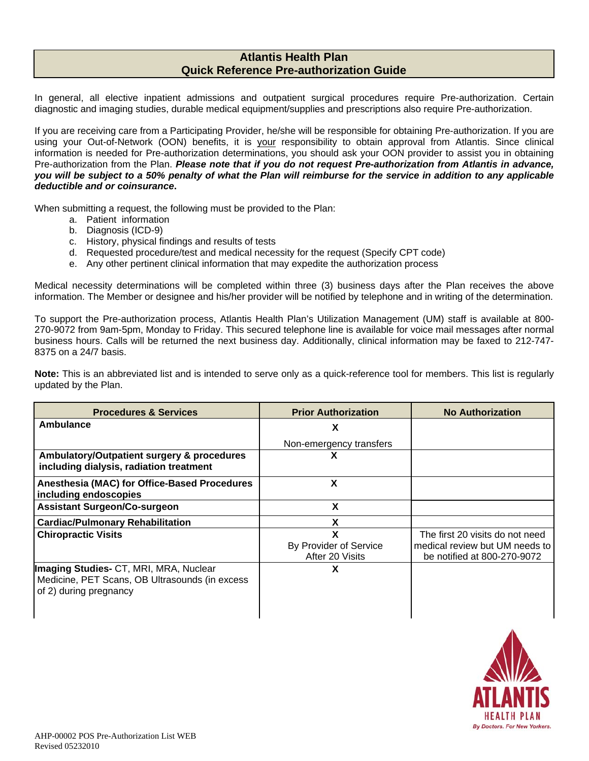# Atlantis Health Plan
## Quick Reference Pre-authorization Guide

In general, all elective inpatient admissions and outpatient surgical procedures require Pre-authorization. Certain diagnostic and imaging studies, durable medical equipment/supplies and prescriptions also require Pre-authorization.

If you are receiving care from a Participating Provider, he/she will be responsible for obtaining Pre-authorization. If you are using your Out-of-Network (OON) benefits, it is your responsibility to obtain approval from Atlantis. Since clinical information is needed for Pre-authorization determinations, you should ask your OON provider to assist you in obtaining Pre-authorization from the Plan. ***Please note that if you do not request Pre-authorization from Atlantis in advance, you will be subject to a 50% penalty of what the Plan will reimburse for the service in addition to any applicable deductible and or coinsurance*.**

When submitting a request, the following must be provided to the Plan:

a. Patient information
b. Diagnosis (ICD-9)
c. History, physical findings and results of tests
d. Requested procedure/test and medical necessity for the request (Specify CPT code)
e. Any other pertinent clinical information that may expedite the authorization process

Medical necessity determinations will be completed within three (3) business days after the Plan receives the above information. The Member or designee and his/her provider will be notified by telephone and in writing of the determination.

To support the Pre-authorization process, Atlantis Health Plan's Utilization Management (UM) staff is available at 800-270-9072 from 9am-5pm, Monday to Friday. This secured telephone line is available for voice mail messages after normal business hours. Calls will be returned the next business day. Additionally, clinical information may be faxed to 212-747-8375 on a 24/7 basis.

**Note:** This is an abbreviated list and is intended to serve only as a quick-reference tool for members. This list is regularly updated by the Plan.

| Procedures & Services | Prior Authorization | No Authorization |
|---|---|---|
| **Ambulance** | X<br>Non-emergency transfers | |
| **Ambulatory/Outpatient surgery & procedures including dialysis, radiation treatment** | X | |
| **Anesthesia (MAC) for Office-Based Procedures including endoscopies** | X | |
| **Assistant Surgeon/Co-surgeon** | X | |
| **Cardiac/Pulmonary Rehabilitation** | X | |
| **Chiropractic Visits** | X<br>By Provider of Service<br>After 20 Visits | The first 20 visits do not need medical review but UM needs to be notified at 800-270-9072 |
| **Imaging Studies-** CT, MRI, MRA, Nuclear Medicine, PET Scans, OB Ultrasounds (in excess of 2) during pregnancy | X | |

AHP-00002 POS Pre-Authorization List WEB
Revised 05232010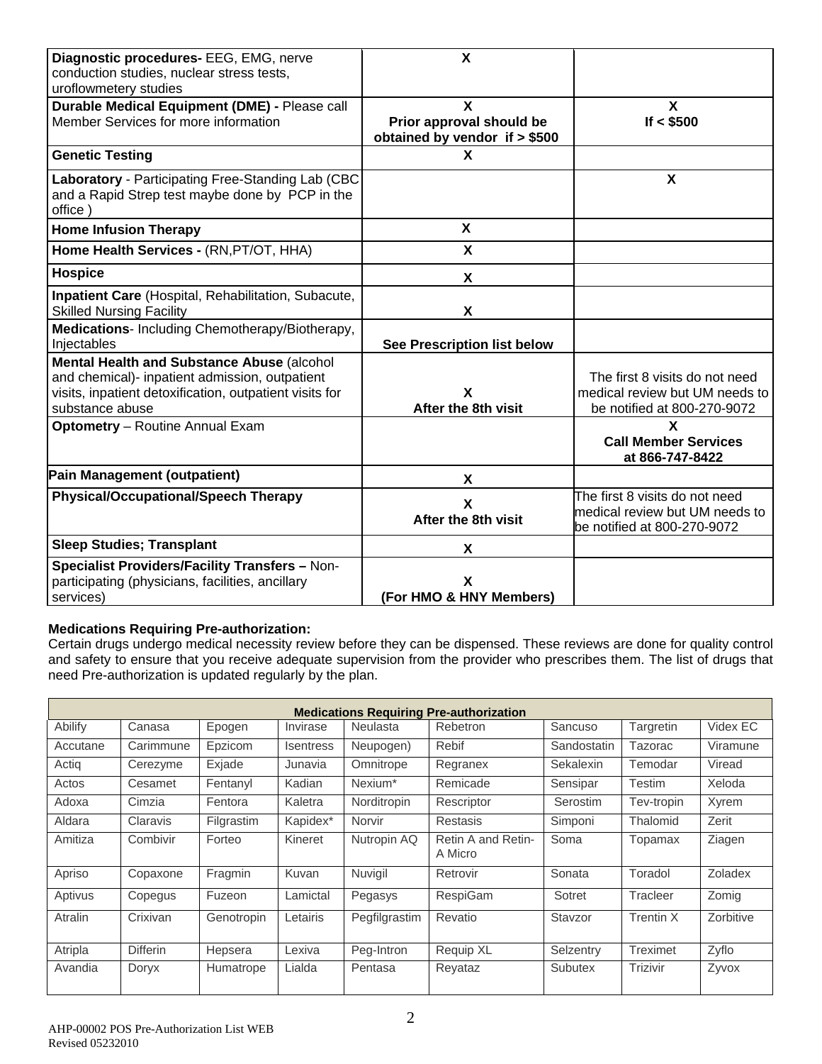| | | |
|---|---|---|
| **Diagnostic procedures-** EEG, EMG, nerve conduction studies, nuclear stress tests, uroflowmetery studies | **X** | |
| **Durable Medical Equipment (DME) -** Please call Member Services for more information | **X** **Prior approval should be obtained by vendor if > $500** | **X** **If < $500** |
| **Genetic Testing** | **X** | |
| **Laboratory** - Participating Free-Standing Lab (CBC and a Rapid Strep test maybe done by PCP in the office ) | | **X** |
| **Home Infusion Therapy** | **X** | |
| **Home Health Services -** (RN,PT/OT, HHA) | **X** | |
| **Hospice** | **X** | |
| **Inpatient Care** (Hospital, Rehabilitation, Subacute, Skilled Nursing Facility | **X** | |
| **Medications**- Including Chemotherapy/Biotherapy, Injectables | **See Prescription list below** | |
| **Mental Health and Substance Abuse** (alcohol and chemical)- inpatient admission, outpatient visits, inpatient detoxification, outpatient visits for substance abuse | **X** **After the 8th visit** | The first 8 visits do not need medical review but UM needs to be notified at 800-270-9072 |
| **Optometry** – Routine Annual Exam | | **X** **Call Member Services at 866-747-8422** |
| **Pain Management (outpatient)** | **X** | |
| **Physical/Occupational/Speech Therapy** | **X** **After the 8th visit** | The first 8 visits do not need medical review but UM needs to be notified at 800-270-9072 |
| **Sleep Studies; Transplant** | **X** | |
| **Specialist Providers/Facility Transfers –** Non-participating (physicians, facilities, ancillary services) | **X** **(For HMO & HNY Members)** | |

**Medications Requiring Pre-authorization:**
Certain drugs undergo medical necessity review before they can be dispensed. These reviews are done for quality control and safety to ensure that you receive adequate supervision from the provider who prescribes them. The list of drugs that need Pre-authorization is updated regularly by the plan.

| **Medications Requiring Pre-authorization** | | | | | | | | |
|---|---|---|---|---|---|---|---|---|
| Abilify | Canasa | Epogen | Invirase | Neulasta | Rebetron | Sancuso | Targretin | Videx EC |
| Accutane | Carimmune | Epzicom | Isentress | Neupogen) | Rebif | Sandostatin | Tazorac | Viramune |
| Actiq | Cerezyme | Exjade | Junavia | Omnitrope | Regranex | Sekalexin | Temodar | Viread |
| Actos | Cesamet | Fentanyl | Kadian | Nexium* | Remicade | Sensipar | Testim | Xeloda |
| Adoxa | Cimzia | Fentora | Kaletra | Norditropin | Rescriptor | Serostim | Tev-tropin | Xyrem |
| Aldara | Claravis | Filgrastim | Kapidex* | Norvir | Restasis | Simponi | Thalomid | Zerit |
| Amitiza | Combivir | Forteo | Kineret | Nutropin AQ | Retin A and Retin-A Micro | Soma | Topamax | Ziagen |
| Apriso | Copaxone | Fragmin | Kuvan | Nuvigil | Retrovir | Sonata | Toradol | Zoladex |
| Aptivus | Copegus | Fuzeon | Lamictal | Pegasys | RespiGam | Sotret | Tracleer | Zomig |
| Atralin | Crixivan | Genotropin | Letairis | Pegfilgrastim | Revatio | Stavzor | Trentin X | Zorbitive |
| Atripla | Differin | Hepsera | Lexiva | Peg-Intron | Requip XL | Selzentry | Treximet | Zyflo |
| Avandia | Doryx | Humatrope | Lialda | Pentasa | Reyataz | Subutex | Trizivir | Zyvox |

AHP-00002 POS Pre-Authorization List WEB
Revised 05232010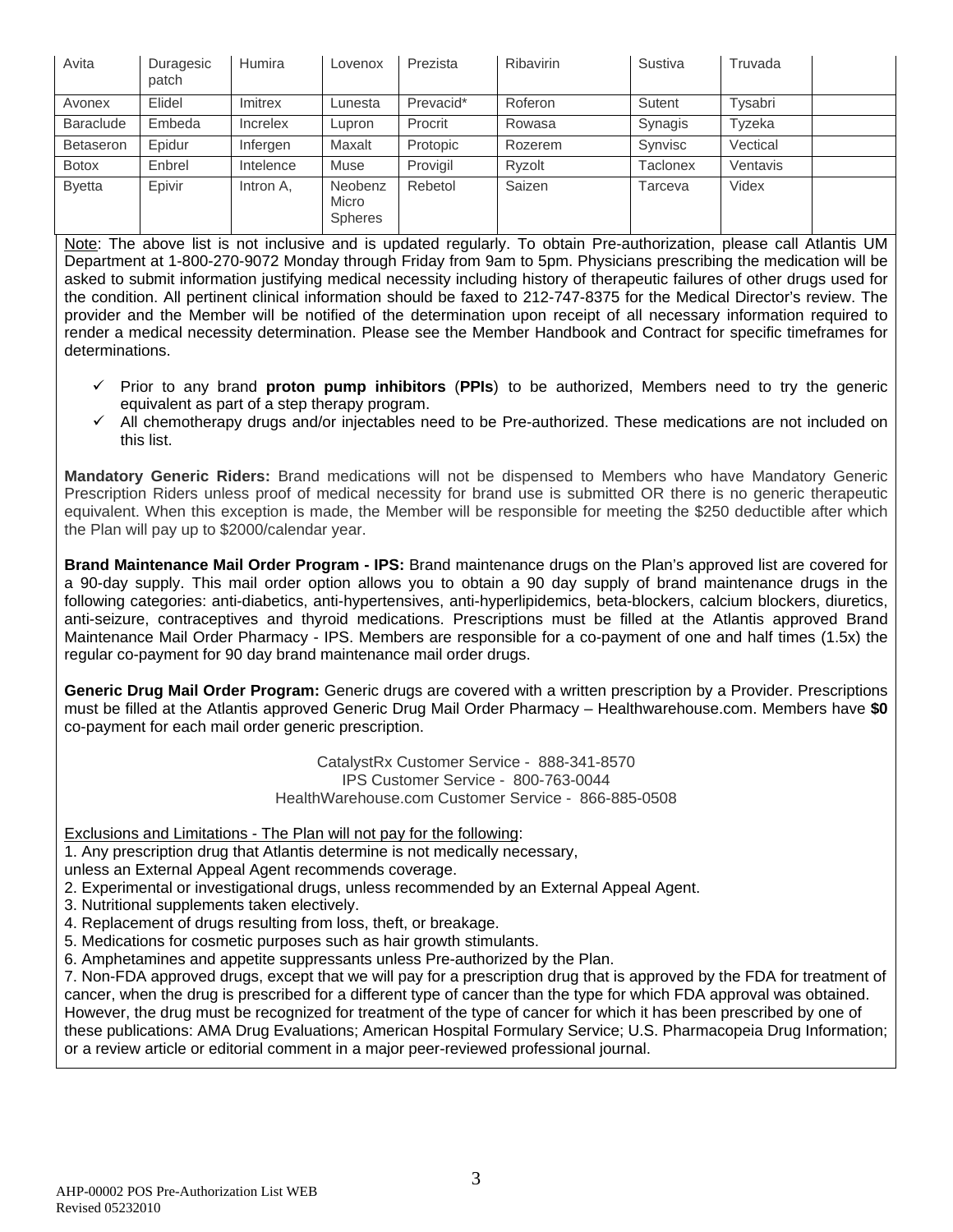| | | | | | | | | |
|---|---|---|---|---|---|---|---|---|
| Avita | Duragesic patch | Humira | Lovenox | Prezista | Ribavirin | Sustiva | Truvada | |
| Avonex | Elidel | Imitrex | Lunesta | Prevacid* | Roferon | Sutent | Tysabri | |
| Baraclude | Embeda | Increlex | Lupron | Procrit | Rowasa | Synagis | Tyzeka | |
| Betaseron | Epidur | Infergen | Maxalt | Protopic | Rozerem | Synvisc | Vectical | |
| Botox | Enbrel | Intelence | Muse | Provigil | Ryzolt | Taclonex | Ventavis | |
| Byetta | Epivir | Intron A, | Neobenz Micro Spheres | Rebetol | Saizen | Tarceva | Videx | |

Note: The above list is not inclusive and is updated regularly. To obtain Pre-authorization, please call Atlantis UM Department at 1-800-270-9072 Monday through Friday from 9am to 5pm. Physicians prescribing the medication will be asked to submit information justifying medical necessity including history of therapeutic failures of other drugs used for the condition. All pertinent clinical information should be faxed to 212-747-8375 for the Medical Director's review. The provider and the Member will be notified of the determination upon receipt of all necessary information required to render a medical necessity determination. Please see the Member Handbook and Contract for specific timeframes for determinations.

- ✓ Prior to any brand **proton pump inhibitors** (**PPIs**) to be authorized, Members need to try the generic equivalent as part of a step therapy program.
- ✓ All chemotherapy drugs and/or injectables need to be Pre-authorized. These medications are not included on this list.

**Mandatory Generic Riders:** Brand medications will not be dispensed to Members who have Mandatory Generic Prescription Riders unless proof of medical necessity for brand use is submitted OR there is no generic therapeutic equivalent. When this exception is made, the Member will be responsible for meeting the $250 deductible after which the Plan will pay up to $2000/calendar year.

**Brand Maintenance Mail Order Program - IPS:** Brand maintenance drugs on the Plan's approved list are covered for a 90-day supply. This mail order option allows you to obtain a 90 day supply of brand maintenance drugs in the following categories: anti-diabetics, anti-hypertensives, anti-hyperlipidemics, beta-blockers, calcium blockers, diuretics, anti-seizure, contraceptives and thyroid medications. Prescriptions must be filled at the Atlantis approved Brand Maintenance Mail Order Pharmacy - IPS. Members are responsible for a co-payment of one and half times (1.5x) the regular co-payment for 90 day brand maintenance mail order drugs.

**Generic Drug Mail Order Program:** Generic drugs are covered with a written prescription by a Provider. Prescriptions must be filled at the Atlantis approved Generic Drug Mail Order Pharmacy – Healthwarehouse.com. Members have **$0** co-payment for each mail order generic prescription.

CatalystRx Customer Service - 888-341-8570
IPS Customer Service - 800-763-0044
HealthWarehouse.com Customer Service - 866-885-0508

Exclusions and Limitations - The Plan will not pay for the following:

1. Any prescription drug that Atlantis determine is not medically necessary, unless an External Appeal Agent recommends coverage.
2. Experimental or investigational drugs, unless recommended by an External Appeal Agent.
3. Nutritional supplements taken electively.
4. Replacement of drugs resulting from loss, theft, or breakage.
5. Medications for cosmetic purposes such as hair growth stimulants.
6. Amphetamines and appetite suppressants unless Pre-authorized by the Plan.
7. Non-FDA approved drugs, except that we will pay for a prescription drug that is approved by the FDA for treatment of cancer, when the drug is prescribed for a different type of cancer than the type for which FDA approval was obtained. However, the drug must be recognized for treatment of the type of cancer for which it has been prescribed by one of these publications: AMA Drug Evaluations; American Hospital Formulary Service; U.S. Pharmacopeia Drug Information; or a review article or editorial comment in a major peer-reviewed professional journal.

AHP-00002 POS Pre-Authorization List WEB
Revised 05232010